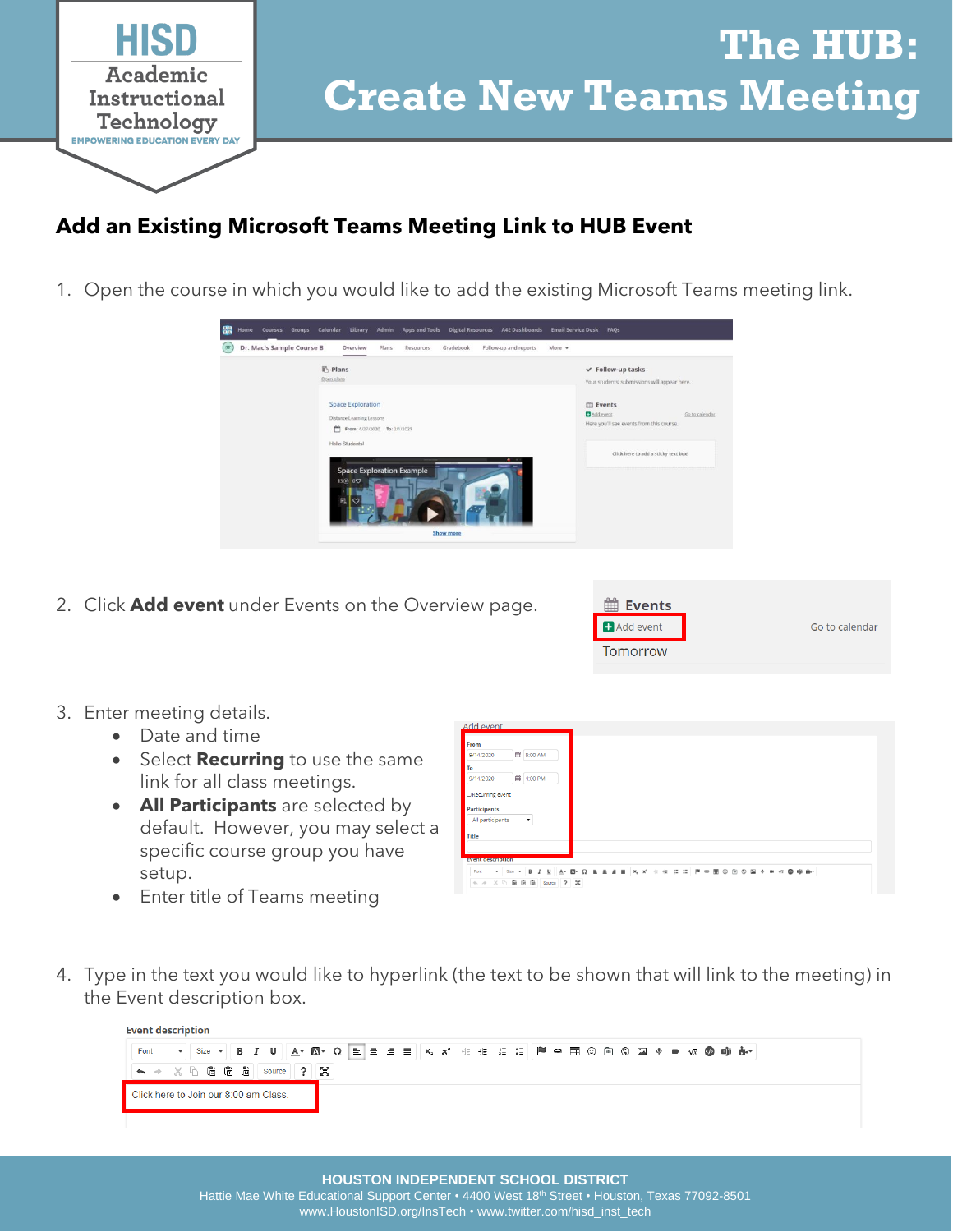HISD Academic Instructional Technology
EMPOWERING EDUCATION EVERY DAY

# The HUB: Create New Teams Meeting

## Add an Existing Microsoft Teams Meeting Link to HUB Event

1. Open the course in which you would like to add the existing Microsoft Teams meeting link.

2. Click **Add event** under Events on the Overview page.

3. Enter meeting details.
   - Date and time
   - Select **Recurring** to use the same link for all class meetings.
   - **All Participants** are selected by default. However, you may select a specific course group you have setup.
   - Enter title of Teams meeting

4. Type in the text you would like to hyperlink (the text to be shown that will link to the meeting) in the Event description box.

**HOUSTON INDEPENDENT SCHOOL DISTRICT**
Hattie Mae White Educational Support Center • 4400 West 18th Street • Houston, Texas 77092-8501
www.HoustonISD.org/InsTech • www.twitter.com/hisd_inst_tech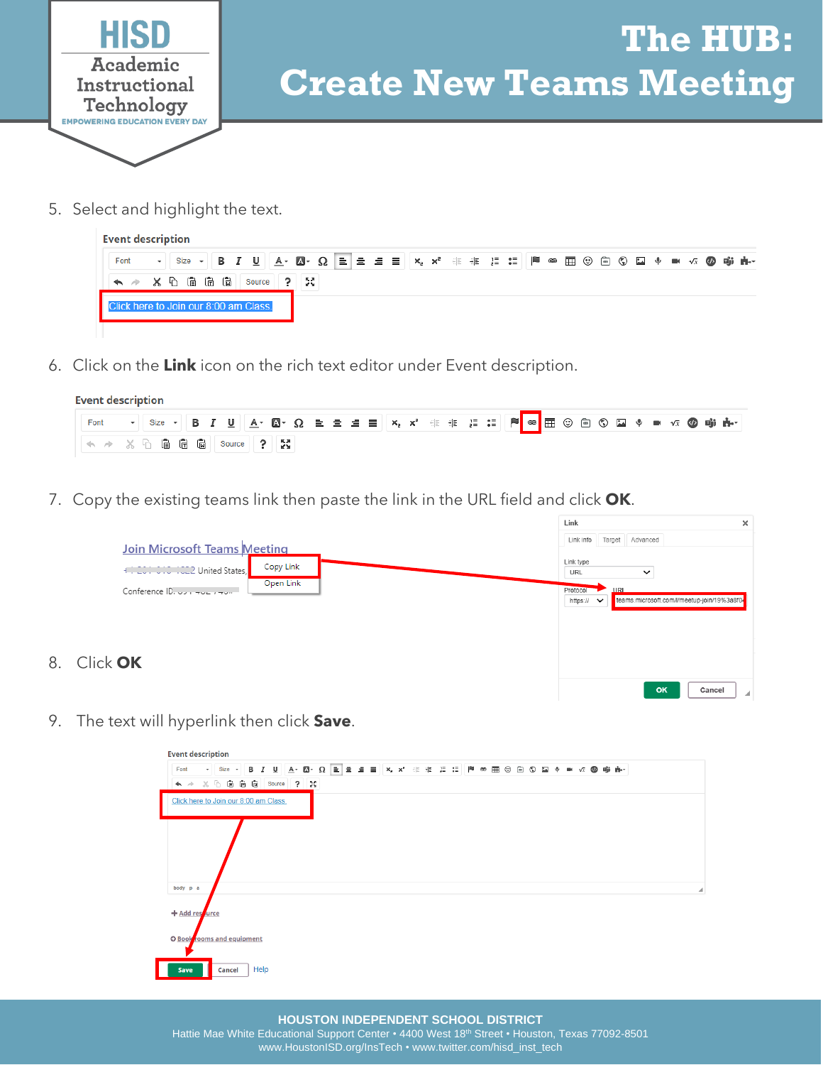# The HUB: Create New Teams Meeting

5. Select and highlight the text.

6. Click on the **Link** icon on the rich text editor under Event description.

7. Copy the existing teams link then paste the link in the URL field and click **OK**.

8. Click **OK**

9. The text will hyperlink then click **Save**.

**HOUSTON INDEPENDENT SCHOOL DISTRICT**
Hattie Mae White Educational Support Center • 4400 West 18th Street • Houston, Texas 77092-8501
www.HoustonISD.org/InsTech • www.twitter.com/hisd_inst_tech